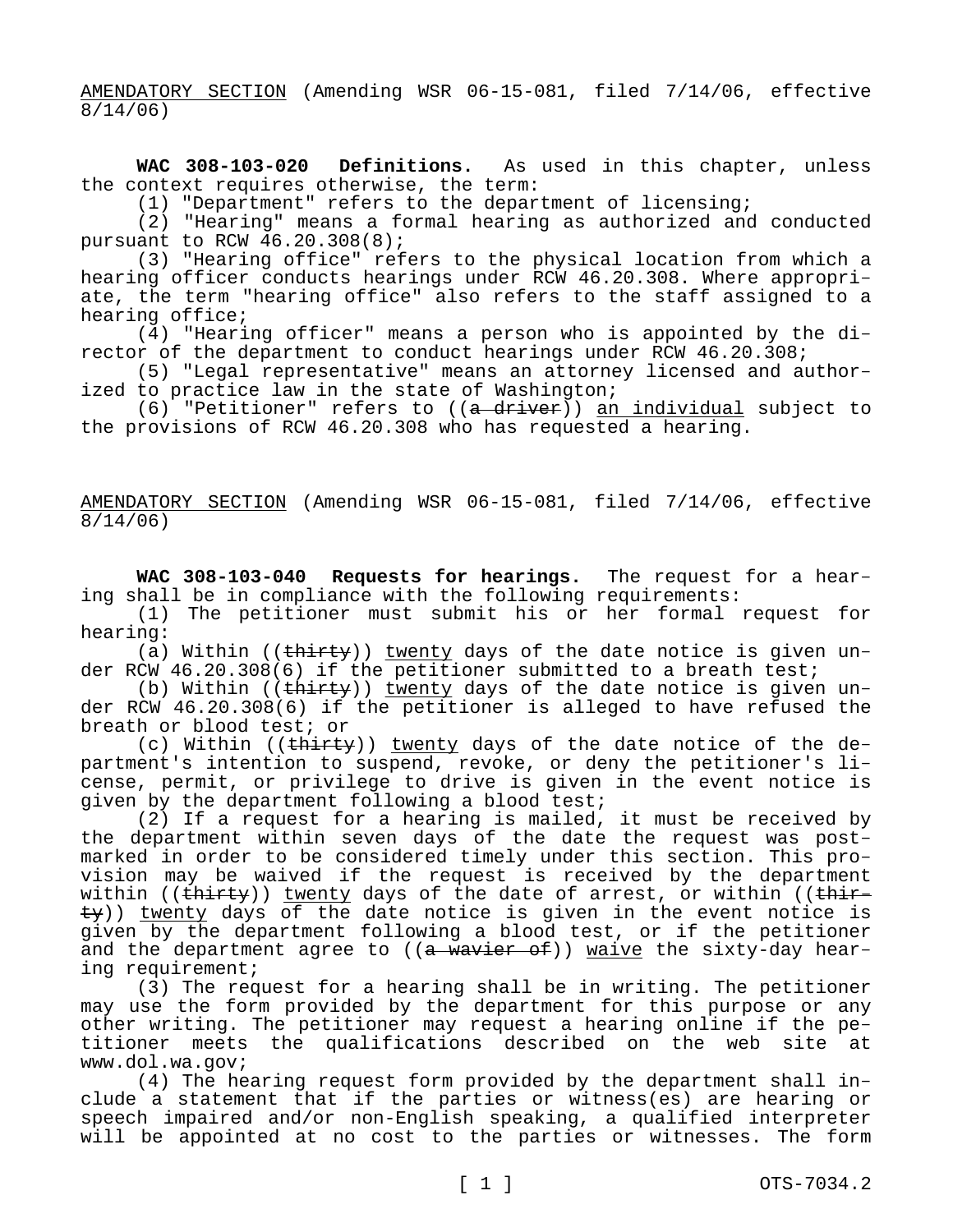AMENDATORY SECTION (Amending WSR 06-15-081, filed 7/14/06, effective 8/14/06)

**WAC 308-103-020 Definitions.** As used in this chapter, unless the context requires otherwise, the term:

(1) "Department" refers to the department of licensing;

(2) "Hearing" means a formal hearing as authorized and conducted pursuant to RCW 46.20.308(8);

(3) "Hearing office" refers to the physical location from which a hearing officer conducts hearings under RCW 46.20.308. Where appropriate, the term "hearing office" also refers to the staff assigned to a hearing office;

(4) "Hearing officer" means a person who is appointed by the director of the department to conduct hearings under RCW 46.20.308;

(5) "Legal representative" means an attorney licensed and authorized to practice law in the state of Washington;

(6) "Petitioner" refers to ((~~a driver~~)) an individual subject to the provisions of RCW 46.20.308 who has requested a hearing.

AMENDATORY SECTION (Amending WSR 06-15-081, filed 7/14/06, effective 8/14/06)

**WAC 308-103-040 Requests for hearings.** The request for a hearing shall be in compliance with the following requirements:

(1) The petitioner must submit his or her formal request for hearing:

(a) Within ((~~thirty~~)) twenty days of the date notice is given under RCW 46.20.308(6) if the petitioner submitted to a breath test;

(b) Within ((~~thirty~~)) twenty days of the date notice is given under RCW 46.20.308(6) if the petitioner is alleged to have refused the breath or blood test; or

(c) Within ((~~thirty~~)) twenty days of the date notice of the department's intention to suspend, revoke, or deny the petitioner's license, permit, or privilege to drive is given in the event notice is given by the department following a blood test;

(2) If a request for a hearing is mailed, it must be received by the department within seven days of the date the request was postmarked in order to be considered timely under this section. This provision may be waived if the request is received by the department within ((~~thirty~~)) twenty days of the date of arrest, or within ((~~thirty~~)) twenty days of the date notice is given in the event notice is given by the department following a blood test, or if the petitioner and the department agree to ((~~a wavier of~~)) waive the sixty-day hearing requirement;

(3) The request for a hearing shall be in writing. The petitioner may use the form provided by the department for this purpose or any other writing. The petitioner may request a hearing online if the petitioner meets the qualifications described on the web site at www.dol.wa.gov;

(4) The hearing request form provided by the department shall include a statement that if the parties or witness(es) are hearing or speech impaired and/or non-English speaking, a qualified interpreter will be appointed at no cost to the parties or witnesses. The form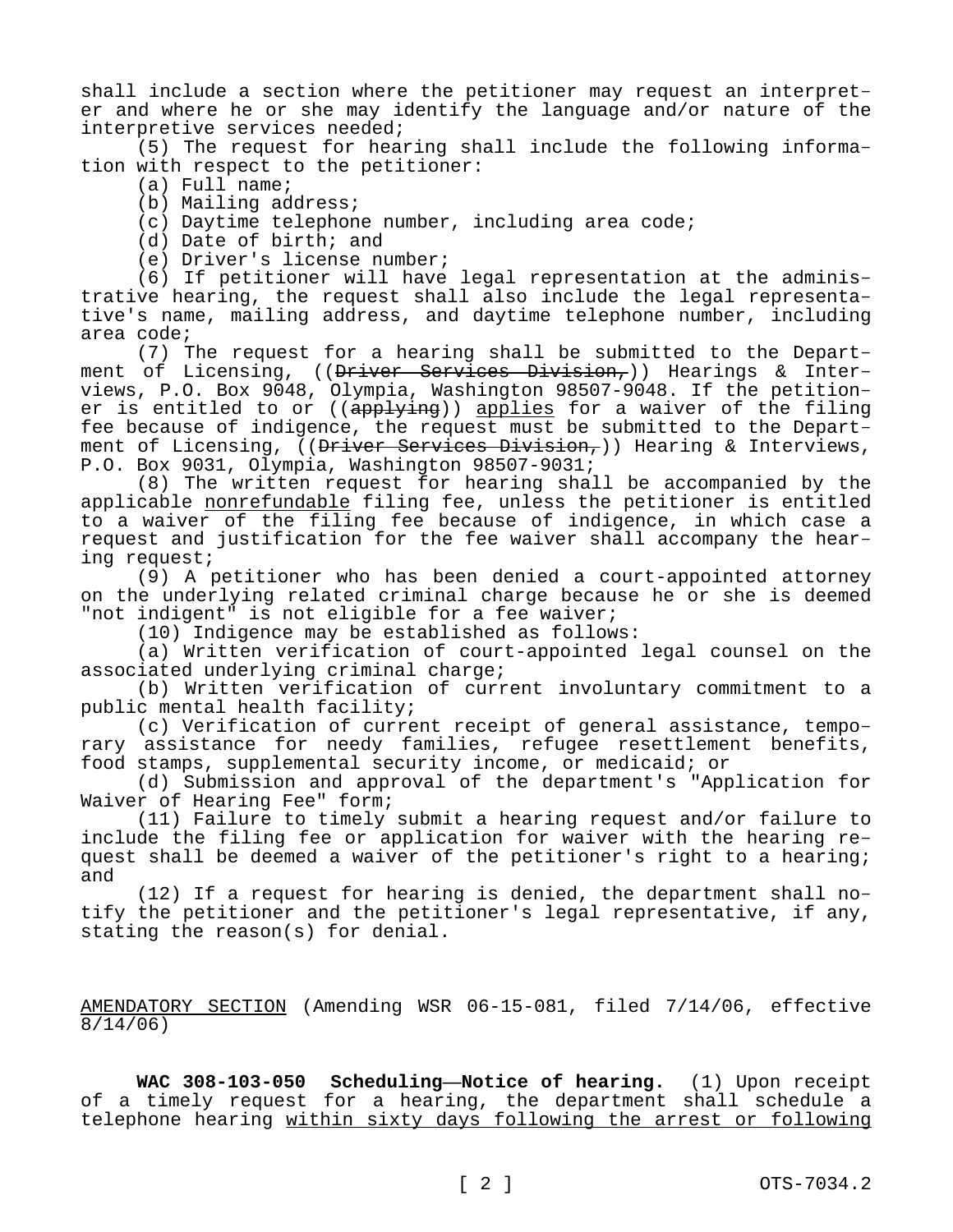shall include a section where the petitioner may request an interpreter and where he or she may identify the language and/or nature of the interpretive services needed;

(5) The request for hearing shall include the following information with respect to the petitioner:

(a) Full name;

(b) Mailing address;

(c) Daytime telephone number, including area code;

(d) Date of birth; and

(e) Driver's license number;

(6) If petitioner will have legal representation at the administrative hearing, the request shall also include the legal representative's name, mailing address, and daytime telephone number, including area code;

(7) The request for a hearing shall be submitted to the Department of Licensing, ((~~Driver Services Division,~~)) Hearings & Interviews, P.O. Box 9048, Olympia, Washington 98507-9048. If the petitioner is entitled to or ((~~applying~~)) <u>applies</u> for a waiver of the filing fee because of indigence, the request must be submitted to the Department of Licensing, ((~~Driver Services Division,~~)) Hearing & Interviews, P.O. Box 9031, Olympia, Washington 98507-9031;

(8) The written request for hearing shall be accompanied by the applicable <u>nonrefundable</u> filing fee, unless the petitioner is entitled to a waiver of the filing fee because of indigence, in which case a request and justification for the fee waiver shall accompany the hearing request;

(9) A petitioner who has been denied a court-appointed attorney on the underlying related criminal charge because he or she is deemed "not indigent" is not eligible for a fee waiver;

(10) Indigence may be established as follows:

(a) Written verification of court-appointed legal counsel on the associated underlying criminal charge;

(b) Written verification of current involuntary commitment to a public mental health facility;

(c) Verification of current receipt of general assistance, temporary assistance for needy families, refugee resettlement benefits, food stamps, supplemental security income, or medicaid; or

(d) Submission and approval of the department's "Application for Waiver of Hearing Fee" form;

(11) Failure to timely submit a hearing request and/or failure to include the filing fee or application for waiver with the hearing request shall be deemed a waiver of the petitioner's right to a hearing; and

(12) If a request for hearing is denied, the department shall notify the petitioner and the petitioner's legal representative, if any, stating the reason(s) for denial.

<u>AMENDATORY SECTION</u> (Amending WSR 06-15-081, filed 7/14/06, effective 8/14/06)

**WAC 308-103-050 Scheduling—Notice of hearing.** (1) Upon receipt of a timely request for a hearing, the department shall schedule a telephone hearing <u>within sixty days following the arrest or following</u>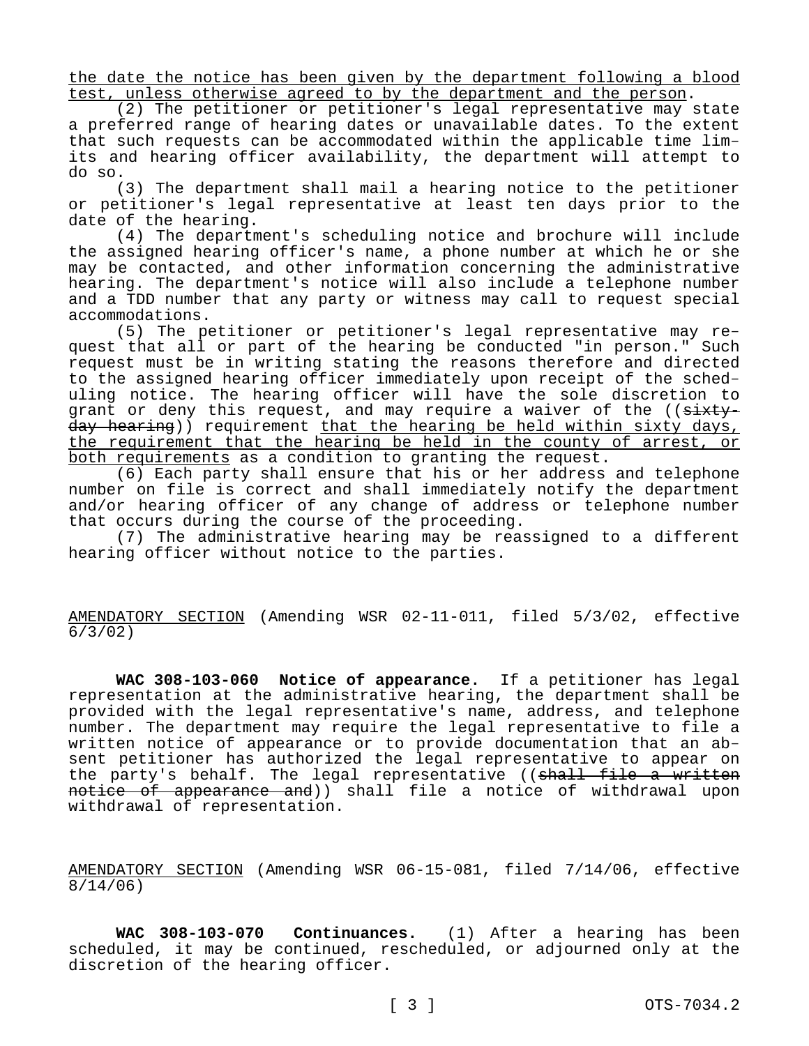<u>the date the notice has been given by the department following a blood test, unless otherwise agreed to by the department and the person</u>.

(2) The petitioner or petitioner's legal representative may state a preferred range of hearing dates or unavailable dates. To the extent that such requests can be accommodated within the applicable time limits and hearing officer availability, the department will attempt to do so.

(3) The department shall mail a hearing notice to the petitioner or petitioner's legal representative at least ten days prior to the date of the hearing.

(4) The department's scheduling notice and brochure will include the assigned hearing officer's name, a phone number at which he or she may be contacted, and other information concerning the administrative hearing. The department's notice will also include a telephone number and a TDD number that any party or witness may call to request special accommodations.

(5) The petitioner or petitioner's legal representative may request that all or part of the hearing be conducted "in person." Such request must be in writing stating the reasons therefore and directed to the assigned hearing officer immediately upon receipt of the scheduling notice. The hearing officer will have the sole discretion to grant or deny this request, and may require a waiver of the ((~~sixty-day hearing~~)) requirement <u>that the hearing be held within sixty days, the requirement that the hearing be held in the county of arrest, or both requirements</u> as a condition to granting the request.

(6) Each party shall ensure that his or her address and telephone number on file is correct and shall immediately notify the department and/or hearing officer of any change of address or telephone number that occurs during the course of the proceeding.

(7) The administrative hearing may be reassigned to a different hearing officer without notice to the parties.

<u>AMENDATORY SECTION</u> (Amending WSR 02-11-011, filed 5/3/02, effective 6/3/02)

**WAC 308-103-060 Notice of appearance.** If a petitioner has legal representation at the administrative hearing, the department shall be provided with the legal representative's name, address, and telephone number. The department may require the legal representative to file a written notice of appearance or to provide documentation that an absent petitioner has authorized the legal representative to appear on the party's behalf. The legal representative ((~~shall file a written notice of appearance and~~)) shall file a notice of withdrawal upon withdrawal of representation.

<u>AMENDATORY SECTION</u> (Amending WSR 06-15-081, filed 7/14/06, effective 8/14/06)

**WAC 308-103-070 Continuances.** (1) After a hearing has been scheduled, it may be continued, rescheduled, or adjourned only at the discretion of the hearing officer.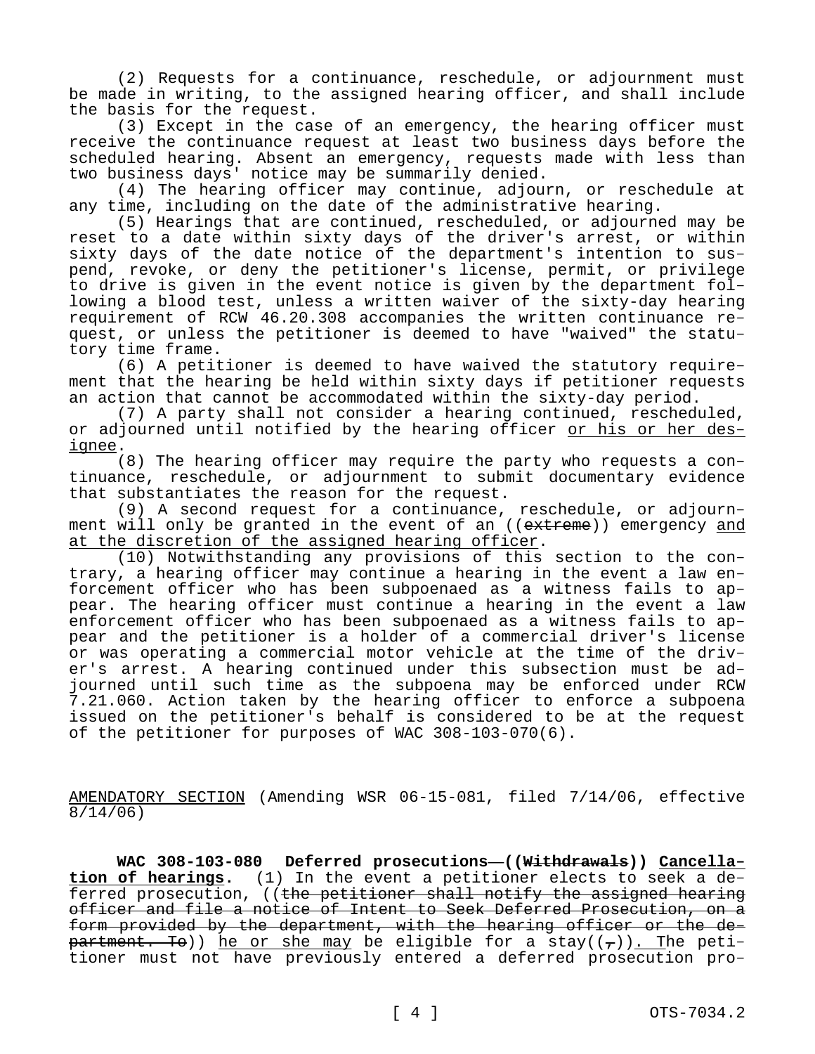(2) Requests for a continuance, reschedule, or adjournment must be made in writing, to the assigned hearing officer, and shall include the basis for the request.

(3) Except in the case of an emergency, the hearing officer must receive the continuance request at least two business days before the scheduled hearing. Absent an emergency, requests made with less than two business days' notice may be summarily denied.

(4) The hearing officer may continue, adjourn, or reschedule at any time, including on the date of the administrative hearing.

(5) Hearings that are continued, rescheduled, or adjourned may be reset to a date within sixty days of the driver's arrest, or within sixty days of the date notice of the department's intention to suspend, revoke, or deny the petitioner's license, permit, or privilege to drive is given in the event notice is given by the department following a blood test, unless a written waiver of the sixty-day hearing requirement of RCW 46.20.308 accompanies the written continuance request, or unless the petitioner is deemed to have "waived" the statutory time frame.

(6) A petitioner is deemed to have waived the statutory requirement that the hearing be held within sixty days if petitioner requests an action that cannot be accommodated within the sixty-day period.

(7) A party shall not consider a hearing continued, rescheduled, or adjourned until notified by the hearing officer or his or her designee.

(8) The hearing officer may require the party who requests a continuance, reschedule, or adjournment to submit documentary evidence that substantiates the reason for the request.

(9) A second request for a continuance, reschedule, or adjournment will only be granted in the event of an ((~~extreme~~)) emergency and at the discretion of the assigned hearing officer.

(10) Notwithstanding any provisions of this section to the contrary, a hearing officer may continue a hearing in the event a law enforcement officer who has been subpoenaed as a witness fails to appear. The hearing officer must continue a hearing in the event a law enforcement officer who has been subpoenaed as a witness fails to appear and the petitioner is a holder of a commercial driver's license or was operating a commercial motor vehicle at the time of the driver's arrest. A hearing continued under this subsection must be adjourned until such time as the subpoena may be enforced under RCW 7.21.060. Action taken by the hearing officer to enforce a subpoena issued on the petitioner's behalf is considered to be at the request of the petitioner for purposes of WAC 308-103-070(6).

AMENDATORY SECTION (Amending WSR 06-15-081, filed 7/14/06, effective 8/14/06)

**WAC 308-103-080 Deferred prosecutions—((~~Withdrawals~~)) Cancellation of hearings.** (1) In the event a petitioner elects to seek a deferred prosecution, ((~~the petitioner shall notify the assigned hearing officer and file a notice of Intent to Seek Deferred Prosecution, on a form provided by the department, with the hearing officer or the department. To~~)) he or she may be eligible for a stay((~~,~~)). The petitioner must not have previously entered a deferred prosecution pro-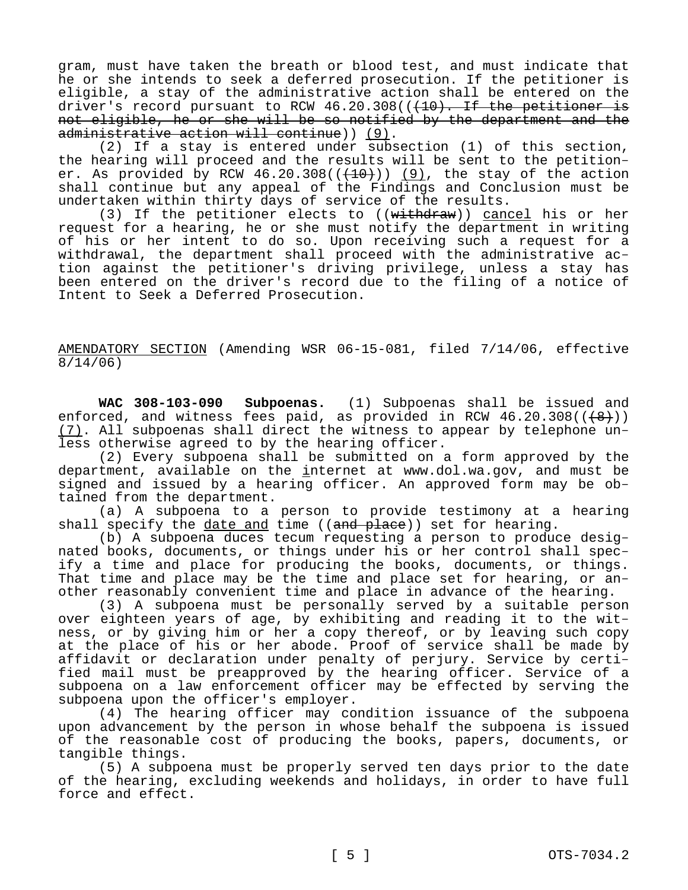gram, must have taken the breath or blood test, and must indicate that he or she intends to seek a deferred prosecution. If the petitioner is eligible, a stay of the administrative action shall be entered on the driver's record pursuant to RCW 46.20.308((~~(10). If the petitioner is not eligible, he or she will be so notified by the department and the administrative action will continue~~)) <u>(9)</u>.

(2) If a stay is entered under subsection (1) of this section, the hearing will proceed and the results will be sent to the petitioner. As provided by RCW 46.20.308((~~(10)~~)) <u>(9)</u>, the stay of the action shall continue but any appeal of the Findings and Conclusion must be undertaken within thirty days of service of the results.

(3) If the petitioner elects to ((~~withdraw~~)) <u>cancel</u> his or her request for a hearing, he or she must notify the department in writing of his or her intent to do so. Upon receiving such a request for a withdrawal, the department shall proceed with the administrative action against the petitioner's driving privilege, unless a stay has been entered on the driver's record due to the filing of a notice of Intent to Seek a Deferred Prosecution.

<u>AMENDATORY SECTION</u> (Amending WSR 06-15-081, filed 7/14/06, effective 8/14/06)

**WAC 308-103-090 Subpoenas.** (1) Subpoenas shall be issued and enforced, and witness fees paid, as provided in RCW 46.20.308((~~(8)~~)) <u>(7)</u>. All subpoenas shall direct the witness to appear by telephone unless otherwise agreed to by the hearing officer.

(2) Every subpoena shall be submitted on a form approved by the department, available on the <u>i</u>nternet at www.dol.wa.gov, and must be signed and issued by a hearing officer. An approved form may be obtained from the department.

(a) A subpoena to a person to provide testimony at a hearing shall specify the <u>date and</u> time ((~~and place~~)) set for hearing.

(b) A subpoena duces tecum requesting a person to produce designated books, documents, or things under his or her control shall specify a time and place for producing the books, documents, or things. That time and place may be the time and place set for hearing, or another reasonably convenient time and place in advance of the hearing.

(3) A subpoena must be personally served by a suitable person over eighteen years of age, by exhibiting and reading it to the witness, or by giving him or her a copy thereof, or by leaving such copy at the place of his or her abode. Proof of service shall be made by affidavit or declaration under penalty of perjury. Service by certified mail must be preapproved by the hearing officer. Service of a subpoena on a law enforcement officer may be effected by serving the subpoena upon the officer's employer.

(4) The hearing officer may condition issuance of the subpoena upon advancement by the person in whose behalf the subpoena is issued of the reasonable cost of producing the books, papers, documents, or tangible things.

(5) A subpoena must be properly served ten days prior to the date of the hearing, excluding weekends and holidays, in order to have full force and effect.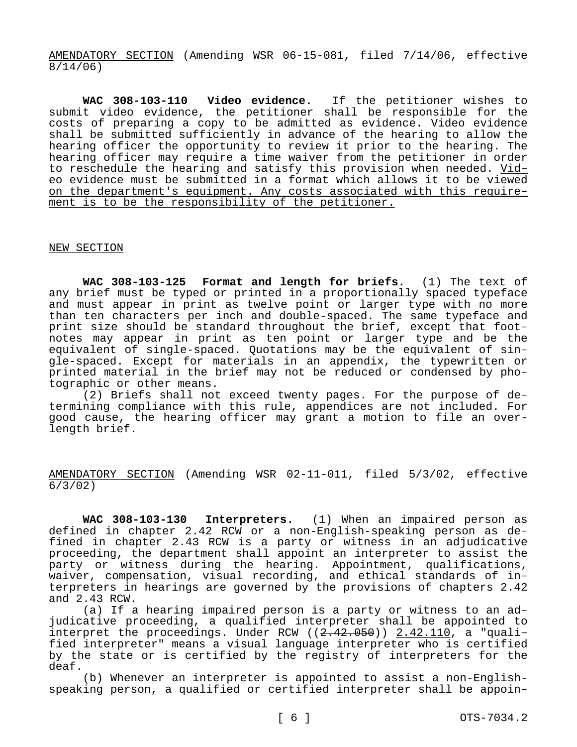<u>AMENDATORY SECTION</u> (Amending WSR 06-15-081, filed 7/14/06, effective 8/14/06)

**WAC 308-103-110 Video evidence.** If the petitioner wishes to submit video evidence, the petitioner shall be responsible for the costs of preparing a copy to be admitted as evidence. Video evidence shall be submitted sufficiently in advance of the hearing to allow the hearing officer the opportunity to review it prior to the hearing. The hearing officer may require a time waiver from the petitioner in order to reschedule the hearing and satisfy this provision when needed. <u>Video evidence must be submitted in a format which allows it to be viewed on the department's equipment. Any costs associated with this requirement is to be the responsibility of the petitioner.</u>

<u>NEW SECTION</u>

**WAC 308-103-125 Format and length for briefs.** (1) The text of any brief must be typed or printed in a proportionally spaced typeface and must appear in print as twelve point or larger type with no more than ten characters per inch and double-spaced. The same typeface and print size should be standard throughout the brief, except that footnotes may appear in print as ten point or larger type and be the equivalent of single-spaced. Quotations may be the equivalent of single-spaced. Except for materials in an appendix, the typewritten or printed material in the brief may not be reduced or condensed by photographic or other means.

(2) Briefs shall not exceed twenty pages. For the purpose of determining compliance with this rule, appendices are not included. For good cause, the hearing officer may grant a motion to file an overlength brief.

<u>AMENDATORY SECTION</u> (Amending WSR 02-11-011, filed 5/3/02, effective 6/3/02)

**WAC 308-103-130 Interpreters.** (1) When an impaired person as defined in chapter 2.42 RCW or a non-English-speaking person as defined in chapter 2.43 RCW is a party or witness in an adjudicative proceeding, the department shall appoint an interpreter to assist the party or witness during the hearing. Appointment, qualifications, waiver, compensation, visual recording, and ethical standards of interpreters in hearings are governed by the provisions of chapters 2.42 and 2.43 RCW.

(a) If a hearing impaired person is a party or witness to an adjudicative proceeding, a qualified interpreter shall be appointed to interpret the proceedings. Under RCW ((~~2.42.050~~)) <u>2.42.110</u>, a "qualified interpreter" means a visual language interpreter who is certified by the state or is certified by the registry of interpreters for the deaf.

(b) Whenever an interpreter is appointed to assist a non-English-speaking person, a qualified or certified interpreter shall be appoin-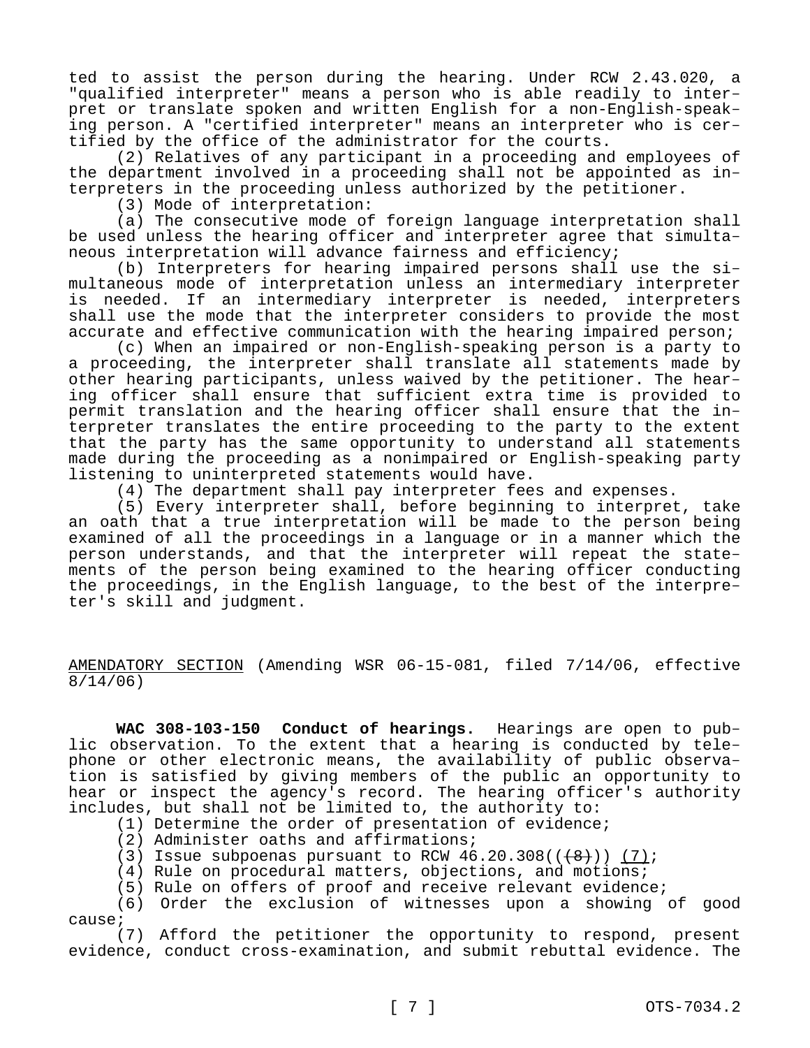ted to assist the person during the hearing. Under RCW 2.43.020, a "qualified interpreter" means a person who is able readily to interpret or translate spoken and written English for a non-English-speaking person. A "certified interpreter" means an interpreter who is certified by the office of the administrator for the courts.

(2) Relatives of any participant in a proceeding and employees of the department involved in a proceeding shall not be appointed as interpreters in the proceeding unless authorized by the petitioner.

(3) Mode of interpretation:

(a) The consecutive mode of foreign language interpretation shall be used unless the hearing officer and interpreter agree that simultaneous interpretation will advance fairness and efficiency;

(b) Interpreters for hearing impaired persons shall use the simultaneous mode of interpretation unless an intermediary interpreter is needed. If an intermediary interpreter is needed, interpreters shall use the mode that the interpreter considers to provide the most accurate and effective communication with the hearing impaired person;

(c) When an impaired or non-English-speaking person is a party to a proceeding, the interpreter shall translate all statements made by other hearing participants, unless waived by the petitioner. The hearing officer shall ensure that sufficient extra time is provided to permit translation and the hearing officer shall ensure that the interpreter translates the entire proceeding to the party to the extent that the party has the same opportunity to understand all statements made during the proceeding as a nonimpaired or English-speaking party listening to uninterpreted statements would have.

(4) The department shall pay interpreter fees and expenses.

(5) Every interpreter shall, before beginning to interpret, take an oath that a true interpretation will be made to the person being examined of all the proceedings in a language or in a manner which the person understands, and that the interpreter will repeat the statements of the person being examined to the hearing officer conducting the proceedings, in the English language, to the best of the interpreter's skill and judgment.

AMENDATORY SECTION (Amending WSR 06-15-081, filed 7/14/06, effective 8/14/06)

**WAC 308-103-150 Conduct of hearings.** Hearings are open to public observation. To the extent that a hearing is conducted by telephone or other electronic means, the availability of public observation is satisfied by giving members of the public an opportunity to hear or inspect the agency's record. The hearing officer's authority includes, but shall not be limited to, the authority to:

(1) Determine the order of presentation of evidence;

(2) Administer oaths and affirmations;

(3) Issue subpoenas pursuant to RCW 46.20.308((~~(8)~~)) (7);

(4) Rule on procedural matters, objections, and motions;

(5) Rule on offers of proof and receive relevant evidence;

(6) Order the exclusion of witnesses upon a showing of good cause;

(7) Afford the petitioner the opportunity to respond, present evidence, conduct cross-examination, and submit rebuttal evidence. The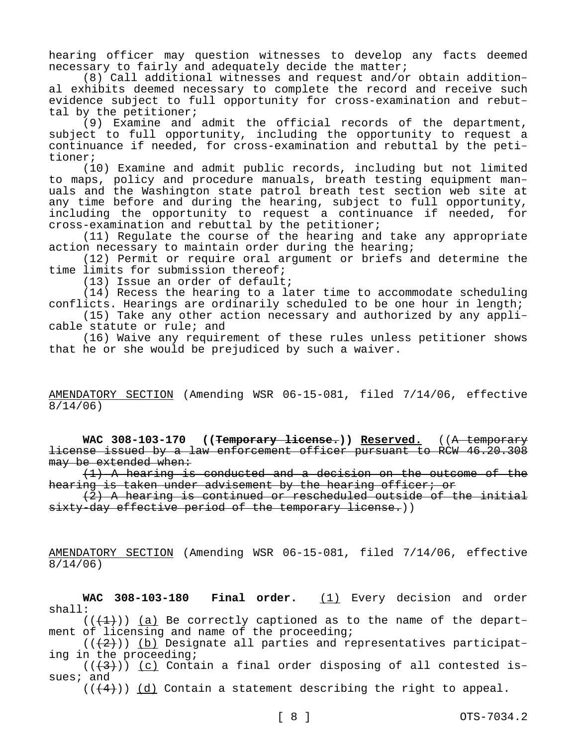hearing officer may question witnesses to develop any facts deemed necessary to fairly and adequately decide the matter;

(8) Call additional witnesses and request and/or obtain additional exhibits deemed necessary to complete the record and receive such evidence subject to full opportunity for cross-examination and rebuttal by the petitioner;

(9) Examine and admit the official records of the department, subject to full opportunity, including the opportunity to request a continuance if needed, for cross-examination and rebuttal by the petitioner;

(10) Examine and admit public records, including but not limited to maps, policy and procedure manuals, breath testing equipment manuals and the Washington state patrol breath test section web site at any time before and during the hearing, subject to full opportunity, including the opportunity to request a continuance if needed, for cross-examination and rebuttal by the petitioner;

(11) Regulate the course of the hearing and take any appropriate action necessary to maintain order during the hearing;

(12) Permit or require oral argument or briefs and determine the time limits for submission thereof;

(13) Issue an order of default;

(14) Recess the hearing to a later time to accommodate scheduling conflicts. Hearings are ordinarily scheduled to be one hour in length;

(15) Take any other action necessary and authorized by any applicable statute or rule; and

(16) Waive any requirement of these rules unless petitioner shows that he or she would be prejudiced by such a waiver.

AMENDATORY SECTION (Amending WSR 06-15-081, filed 7/14/06, effective 8/14/06)

**WAC 308-103-170 ((~~Temporary license.~~)) Reserved.** ((~~A temporary license issued by a law enforcement officer pursuant to RCW 46.20.308 may be extended when:~~

~~(1) A hearing is conducted and a decision on the outcome of the hearing is taken under advisement by the hearing officer; or~~

~~(2) A hearing is continued or rescheduled outside of the initial sixty-day effective period of the temporary license.~~))

AMENDATORY SECTION (Amending WSR 06-15-081, filed 7/14/06, effective 8/14/06)

**WAC 308-103-180 Final order.** (1) Every decision and order shall:

((~~(1)~~)) (a) Be correctly captioned as to the name of the department of licensing and name of the proceeding;

((~~(2)~~)) (b) Designate all parties and representatives participating in the proceeding;

((~~(3)~~)) (c) Contain a final order disposing of all contested issues; and

((~~(4)~~)) (d) Contain a statement describing the right to appeal.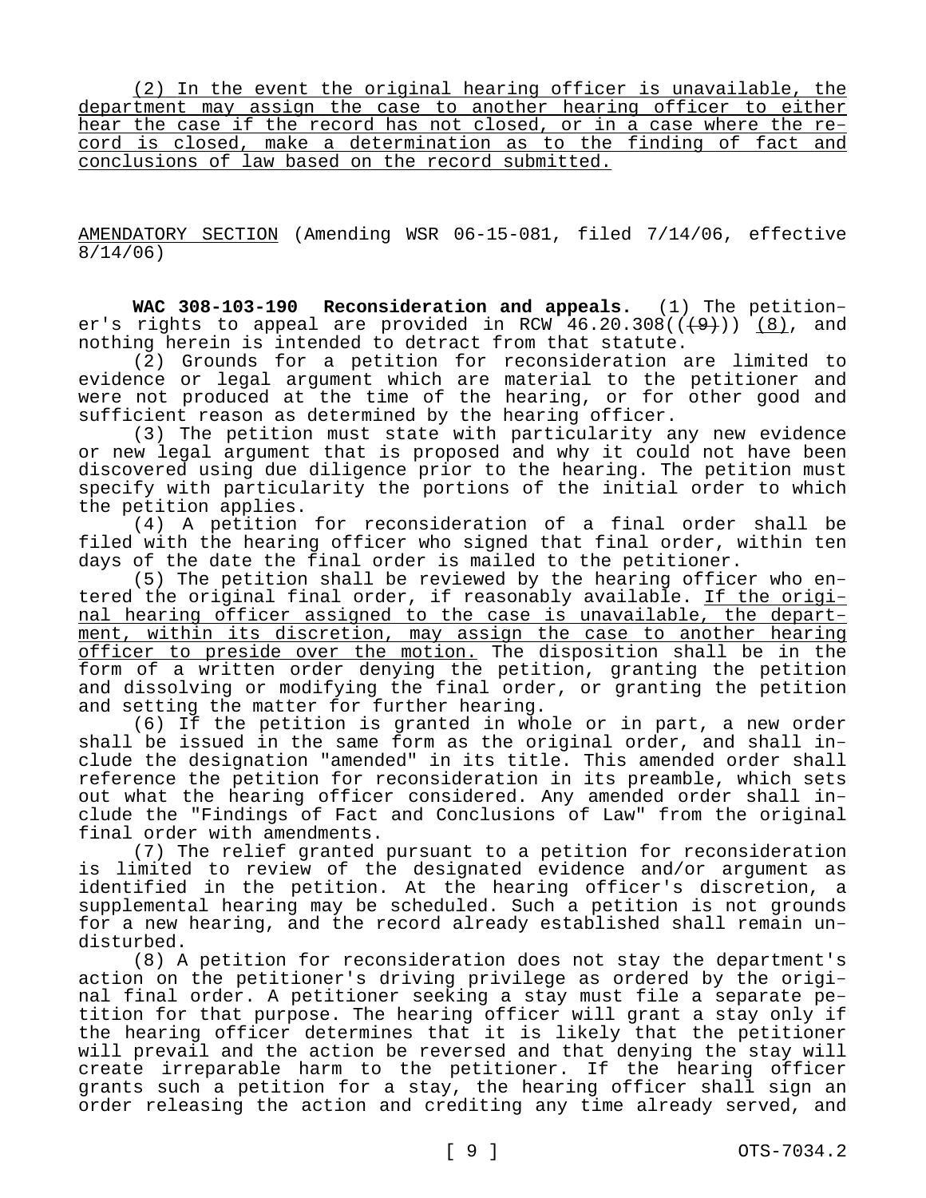(2) In the event the original hearing officer is unavailable, the department may assign the case to another hearing officer to either hear the case if the record has not closed, or in a case where the record is closed, make a determination as to the finding of fact and conclusions of law based on the record submitted.

AMENDATORY SECTION (Amending WSR 06-15-081, filed 7/14/06, effective 8/14/06)

**WAC 308-103-190 Reconsideration and appeals.** (1) The petitioner's rights to appeal are provided in RCW 46.20.308(((9))) (8), and nothing herein is intended to detract from that statute.

(2) Grounds for a petition for reconsideration are limited to evidence or legal argument which are material to the petitioner and were not produced at the time of the hearing, or for other good and sufficient reason as determined by the hearing officer.

(3) The petition must state with particularity any new evidence or new legal argument that is proposed and why it could not have been discovered using due diligence prior to the hearing. The petition must specify with particularity the portions of the initial order to which the petition applies.

(4) A petition for reconsideration of a final order shall be filed with the hearing officer who signed that final order, within ten days of the date the final order is mailed to the petitioner.

(5) The petition shall be reviewed by the hearing officer who entered the original final order, if reasonably available. If the original hearing officer assigned to the case is unavailable, the department, within its discretion, may assign the case to another hearing officer to preside over the motion. The disposition shall be in the form of a written order denying the petition, granting the petition and dissolving or modifying the final order, or granting the petition and setting the matter for further hearing.

(6) If the petition is granted in whole or in part, a new order shall be issued in the same form as the original order, and shall include the designation "amended" in its title. This amended order shall reference the petition for reconsideration in its preamble, which sets out what the hearing officer considered. Any amended order shall include the "Findings of Fact and Conclusions of Law" from the original final order with amendments.

(7) The relief granted pursuant to a petition for reconsideration is limited to review of the designated evidence and/or argument as identified in the petition. At the hearing officer's discretion, a supplemental hearing may be scheduled. Such a petition is not grounds for a new hearing, and the record already established shall remain undisturbed.

(8) A petition for reconsideration does not stay the department's action on the petitioner's driving privilege as ordered by the original final order. A petitioner seeking a stay must file a separate petition for that purpose. The hearing officer will grant a stay only if the hearing officer determines that it is likely that the petitioner will prevail and the action be reversed and that denying the stay will create irreparable harm to the petitioner. If the hearing officer grants such a petition for a stay, the hearing officer shall sign an order releasing the action and crediting any time already served, and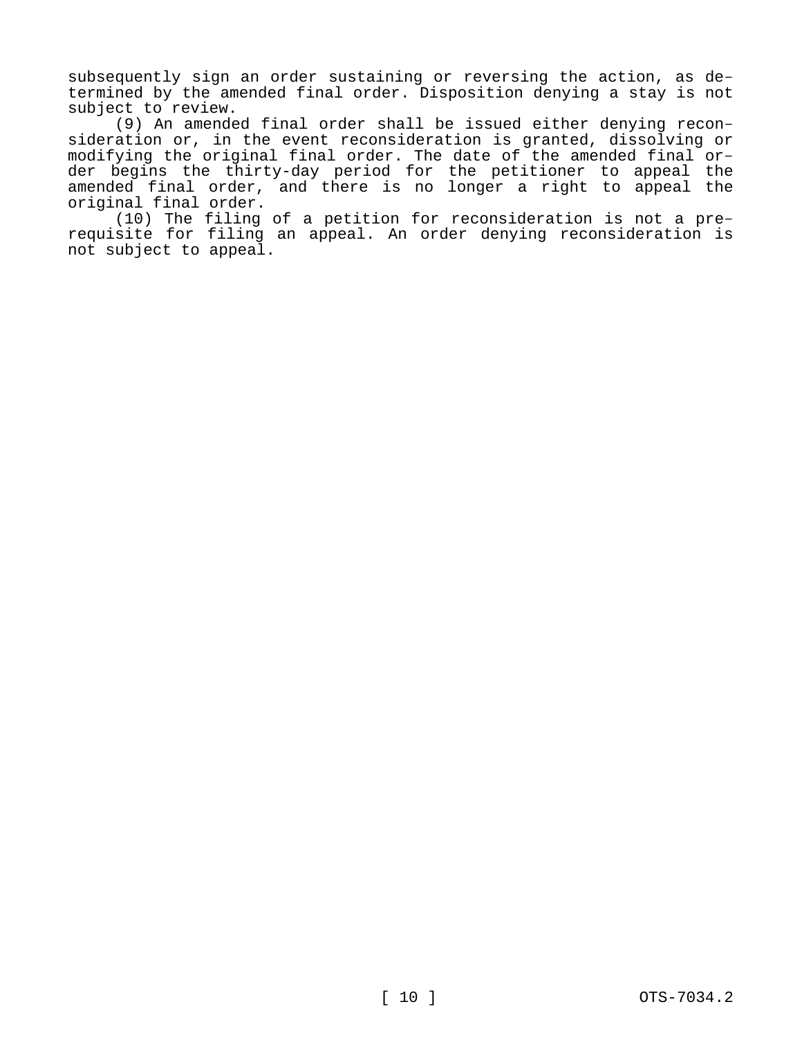subsequently sign an order sustaining or reversing the action, as determined by the amended final order. Disposition denying a stay is not subject to review.

(9) An amended final order shall be issued either denying reconsideration or, in the event reconsideration is granted, dissolving or modifying the original final order. The date of the amended final order begins the thirty-day period for the petitioner to appeal the amended final order, and there is no longer a right to appeal the original final order.

(10) The filing of a petition for reconsideration is not a prerequisite for filing an appeal. An order denying reconsideration is not subject to appeal.